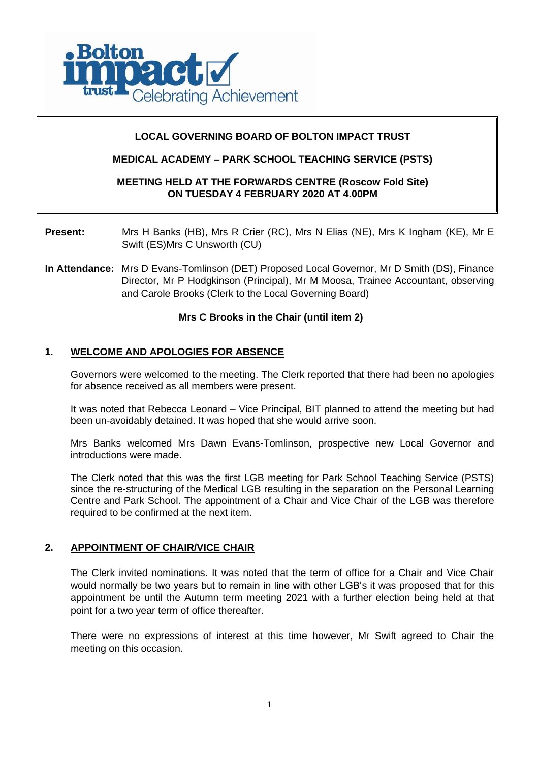**LOCAL GOVERNING BOARD OF BOLTON IMPACT TRUST**

**MEDICAL ACADEMY – PARK SCHOOL TEACHING SERVICE (PSTS)**

**MEETING HELD AT THE FORWARDS CENTRE (Roscow Fold Site)**
**ON TUESDAY 4 FEBRUARY 2020 AT 4.00PM**

**Present:** Mrs H Banks (HB), Mrs R Crier (RC), Mrs N Elias (NE), Mrs K Ingham (KE), Mr E Swift (ES)Mrs C Unsworth (CU)

**In Attendance:** Mrs D Evans-Tomlinson (DET) Proposed Local Governor, Mr D Smith (DS), Finance Director, Mr P Hodgkinson (Principal), Mr M Moosa, Trainee Accountant, observing and Carole Brooks (Clerk to the Local Governing Board)

**Mrs C Brooks in the Chair (until item 2)**

## 1. WELCOME AND APOLOGIES FOR ABSENCE

Governors were welcomed to the meeting. The Clerk reported that there had been no apologies for absence received as all members were present.

It was noted that Rebecca Leonard – Vice Principal, BIT planned to attend the meeting but had been un-avoidably detained. It was hoped that she would arrive soon.

Mrs Banks welcomed Mrs Dawn Evans-Tomlinson, prospective new Local Governor and introductions were made.

The Clerk noted that this was the first LGB meeting for Park School Teaching Service (PSTS) since the re-structuring of the Medical LGB resulting in the separation on the Personal Learning Centre and Park School. The appointment of a Chair and Vice Chair of the LGB was therefore required to be confirmed at the next item.

## 2. APPOINTMENT OF CHAIR/VICE CHAIR

The Clerk invited nominations. It was noted that the term of office for a Chair and Vice Chair would normally be two years but to remain in line with other LGB's it was proposed that for this appointment be until the Autumn term meeting 2021 with a further election being held at that point for a two year term of office thereafter.

There were no expressions of interest at this time however, Mr Swift agreed to Chair the meeting on this occasion.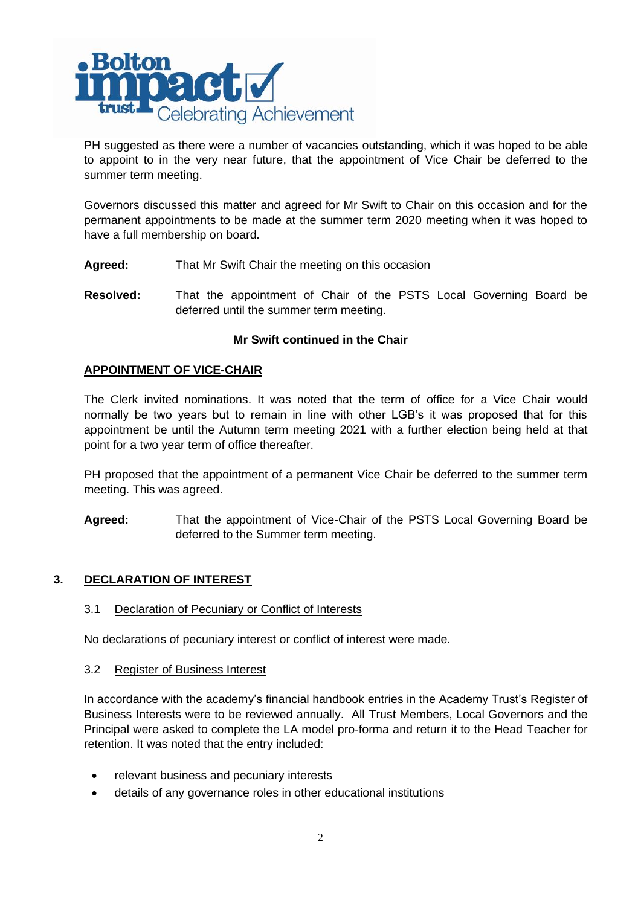PH suggested as there were a number of vacancies outstanding, which it was hoped to be able to appoint to in the very near future, that the appointment of Vice Chair be deferred to the summer term meeting.

Governors discussed this matter and agreed for Mr Swift to Chair on this occasion and for the permanent appointments to be made at the summer term 2020 meeting when it was hoped to have a full membership on board.

**Agreed:** That Mr Swift Chair the meeting on this occasion

**Resolved:** That the appointment of Chair of the PSTS Local Governing Board be deferred until the summer term meeting.

**Mr Swift continued in the Chair**

**APPOINTMENT OF VICE-CHAIR**

The Clerk invited nominations. It was noted that the term of office for a Vice Chair would normally be two years but to remain in line with other LGB's it was proposed that for this appointment be until the Autumn term meeting 2021 with a further election being held at that point for a two year term of office thereafter.

PH proposed that the appointment of a permanent Vice Chair be deferred to the summer term meeting. This was agreed.

**Agreed:** That the appointment of Vice-Chair of the PSTS Local Governing Board be deferred to the Summer term meeting.

## 3. DECLARATION OF INTEREST

### 3.1 Declaration of Pecuniary or Conflict of Interests

No declarations of pecuniary interest or conflict of interest were made.

### 3.2 Register of Business Interest

In accordance with the academy's financial handbook entries in the Academy Trust's Register of Business Interests were to be reviewed annually. All Trust Members, Local Governors and the Principal were asked to complete the LA model pro-forma and return it to the Head Teacher for retention. It was noted that the entry included:

- relevant business and pecuniary interests
- details of any governance roles in other educational institutions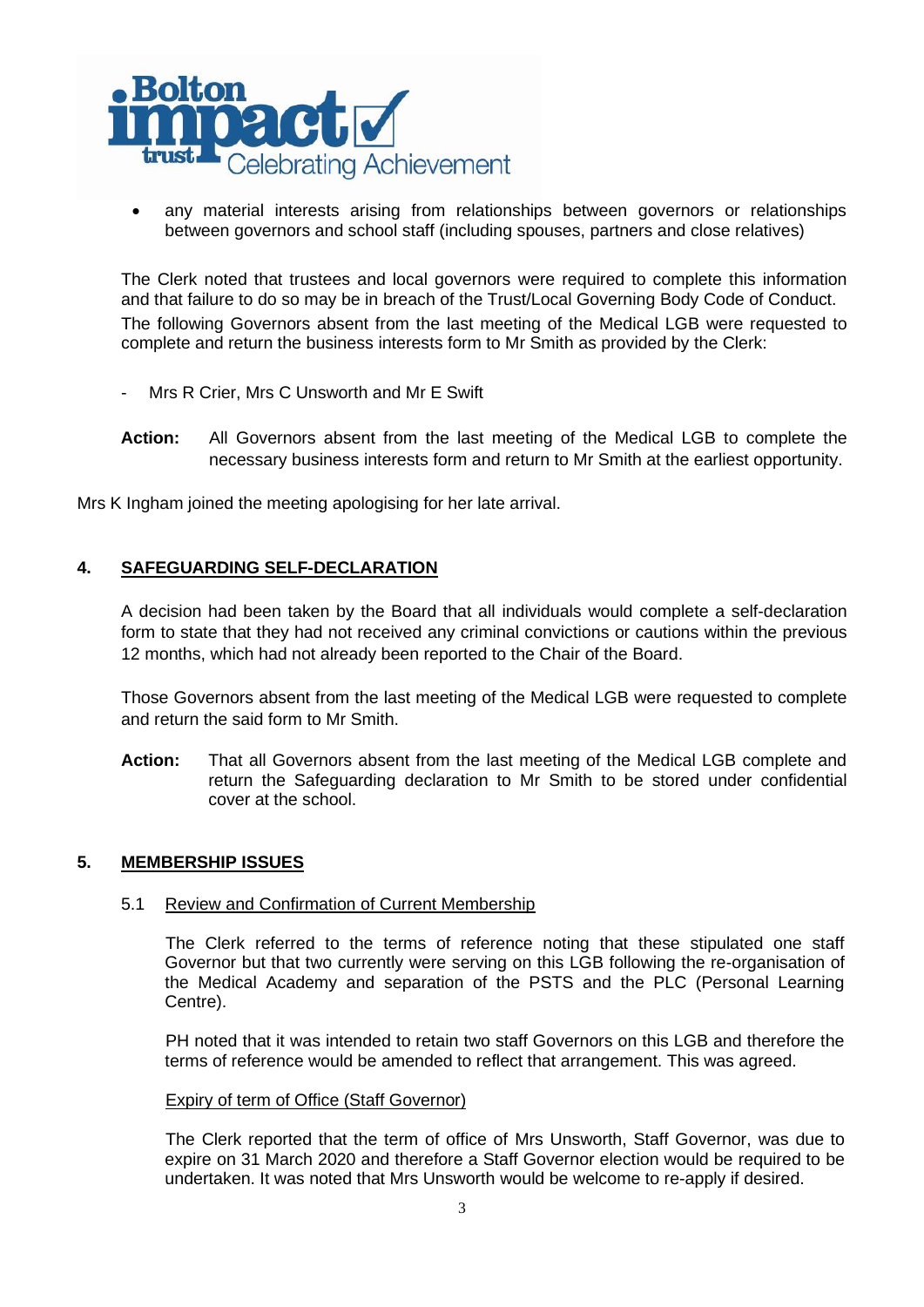- any material interests arising from relationships between governors or relationships between governors and school staff (including spouses, partners and close relatives)

The Clerk noted that trustees and local governors were required to complete this information and that failure to do so may be in breach of the Trust/Local Governing Body Code of Conduct. The following Governors absent from the last meeting of the Medical LGB were requested to complete and return the business interests form to Mr Smith as provided by the Clerk:

- Mrs R Crier, Mrs C Unsworth and Mr E Swift

**Action:** All Governors absent from the last meeting of the Medical LGB to complete the necessary business interests form and return to Mr Smith at the earliest opportunity.

Mrs K Ingham joined the meeting apologising for her late arrival.

## 4. SAFEGUARDING SELF-DECLARATION

A decision had been taken by the Board that all individuals would complete a self-declaration form to state that they had not received any criminal convictions or cautions within the previous 12 months, which had not already been reported to the Chair of the Board.

Those Governors absent from the last meeting of the Medical LGB were requested to complete and return the said form to Mr Smith.

**Action:** That all Governors absent from the last meeting of the Medical LGB complete and return the Safeguarding declaration to Mr Smith to be stored under confidential cover at the school.

## 5. MEMBERSHIP ISSUES

### 5.1 Review and Confirmation of Current Membership

The Clerk referred to the terms of reference noting that these stipulated one staff Governor but that two currently were serving on this LGB following the re-organisation of the Medical Academy and separation of the PSTS and the PLC (Personal Learning Centre).

PH noted that it was intended to retain two staff Governors on this LGB and therefore the terms of reference would be amended to reflect that arrangement. This was agreed.

#### Expiry of term of Office (Staff Governor)

The Clerk reported that the term of office of Mrs Unsworth, Staff Governor, was due to expire on 31 March 2020 and therefore a Staff Governor election would be required to be undertaken. It was noted that Mrs Unsworth would be welcome to re-apply if desired.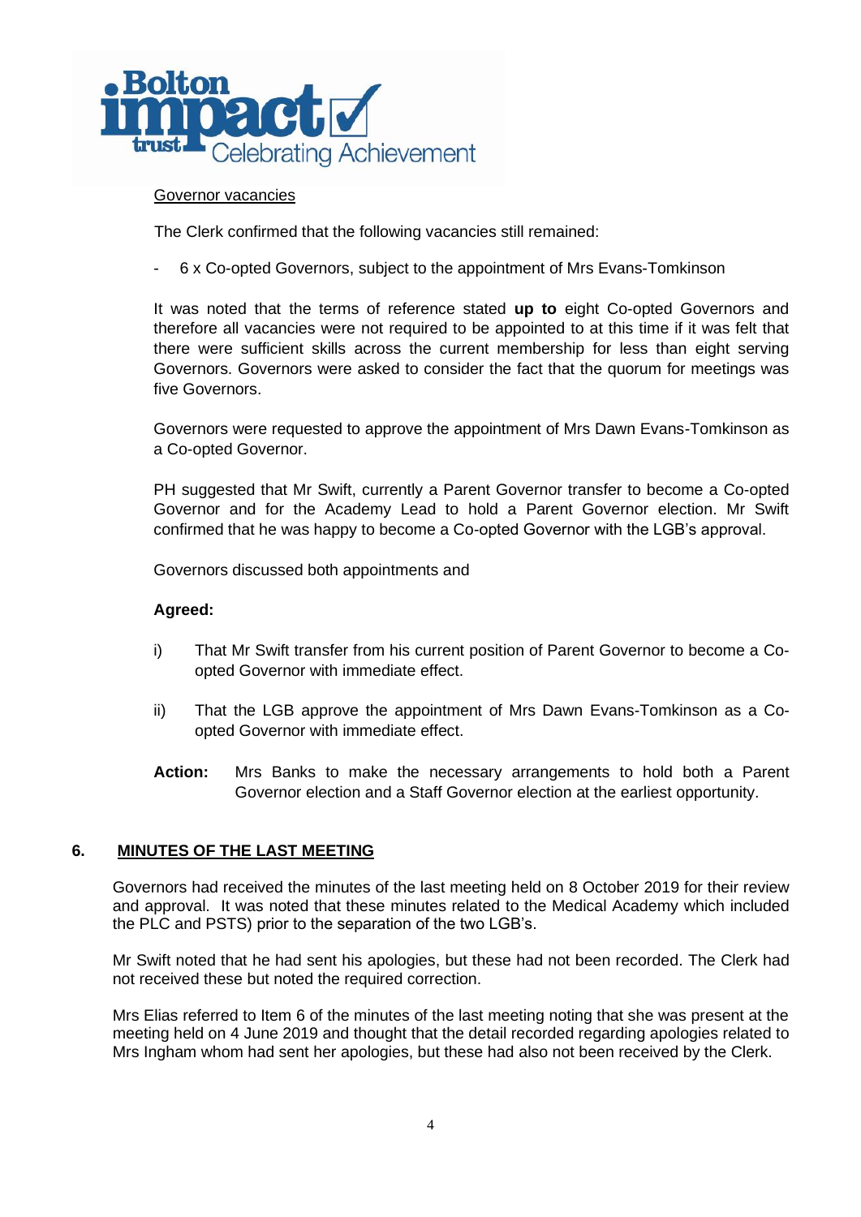<u>Governor vacancies</u>

The Clerk confirmed that the following vacancies still remained:

- 6 x Co-opted Governors, subject to the appointment of Mrs Evans-Tomkinson

It was noted that the terms of reference stated **up to** eight Co-opted Governors and therefore all vacancies were not required to be appointed to at this time if it was felt that there were sufficient skills across the current membership for less than eight serving Governors. Governors were asked to consider the fact that the quorum for meetings was five Governors.

Governors were requested to approve the appointment of Mrs Dawn Evans-Tomkinson as a Co-opted Governor.

PH suggested that Mr Swift, currently a Parent Governor transfer to become a Co-opted Governor and for the Academy Lead to hold a Parent Governor election. Mr Swift confirmed that he was happy to become a Co-opted Governor with the LGB's approval.

Governors discussed both appointments and

**Agreed:**

i) That Mr Swift transfer from his current position of Parent Governor to become a Co-opted Governor with immediate effect.

ii) That the LGB approve the appointment of Mrs Dawn Evans-Tomkinson as a Co-opted Governor with immediate effect.

**Action:** Mrs Banks to make the necessary arrangements to hold both a Parent Governor election and a Staff Governor election at the earliest opportunity.

## 6. <u>MINUTES OF THE LAST MEETING</u>

Governors had received the minutes of the last meeting held on 8 October 2019 for their review and approval. It was noted that these minutes related to the Medical Academy which included the PLC and PSTS) prior to the separation of the two LGB's.

Mr Swift noted that he had sent his apologies, but these had not been recorded. The Clerk had not received these but noted the required correction.

Mrs Elias referred to Item 6 of the minutes of the last meeting noting that she was present at the meeting held on 4 June 2019 and thought that the detail recorded regarding apologies related to Mrs Ingham whom had sent her apologies, but these had also not been received by the Clerk.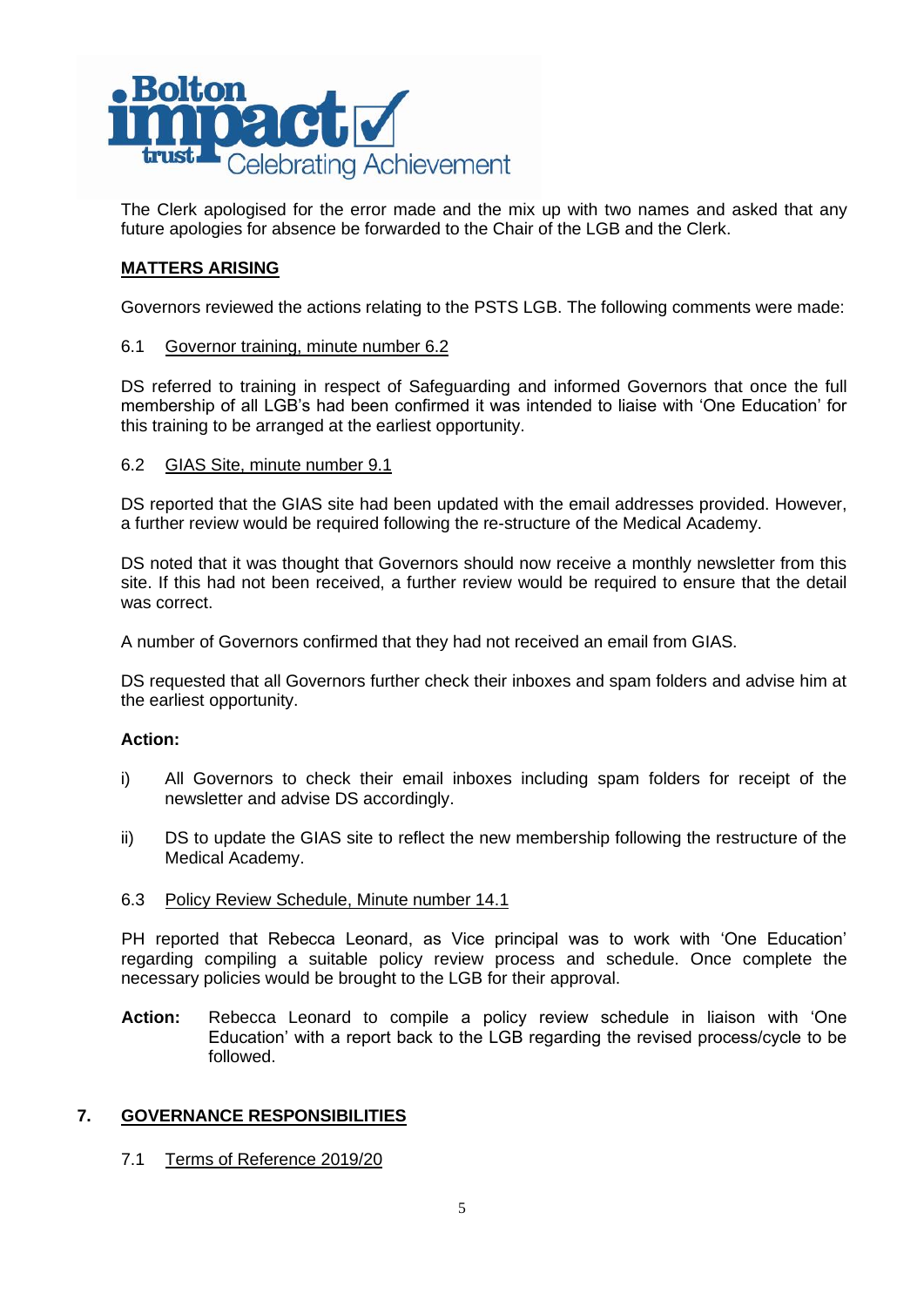The Clerk apologised for the error made and the mix up with two names and asked that any future apologies for absence be forwarded to the Chair of the LGB and the Clerk.

## MATTERS ARISING

Governors reviewed the actions relating to the PSTS LGB. The following comments were made:

### 6.1 Governor training, minute number 6.2

DS referred to training in respect of Safeguarding and informed Governors that once the full membership of all LGB's had been confirmed it was intended to liaise with 'One Education' for this training to be arranged at the earliest opportunity.

### 6.2 GIAS Site, minute number 9.1

DS reported that the GIAS site had been updated with the email addresses provided. However, a further review would be required following the re-structure of the Medical Academy.

DS noted that it was thought that Governors should now receive a monthly newsletter from this site. If this had not been received, a further review would be required to ensure that the detail was correct.

A number of Governors confirmed that they had not received an email from GIAS.

DS requested that all Governors further check their inboxes and spam folders and advise him at the earliest opportunity.

**Action:**

i) All Governors to check their email inboxes including spam folders for receipt of the newsletter and advise DS accordingly.

ii) DS to update the GIAS site to reflect the new membership following the restructure of the Medical Academy.

### 6.3 Policy Review Schedule, Minute number 14.1

PH reported that Rebecca Leonard, as Vice principal was to work with 'One Education' regarding compiling a suitable policy review process and schedule. Once complete the necessary policies would be brought to the LGB for their approval.

**Action:** Rebecca Leonard to compile a policy review schedule in liaison with 'One Education' with a report back to the LGB regarding the revised process/cycle to be followed.

## 7. GOVERNANCE RESPONSIBILITIES

### 7.1 Terms of Reference 2019/20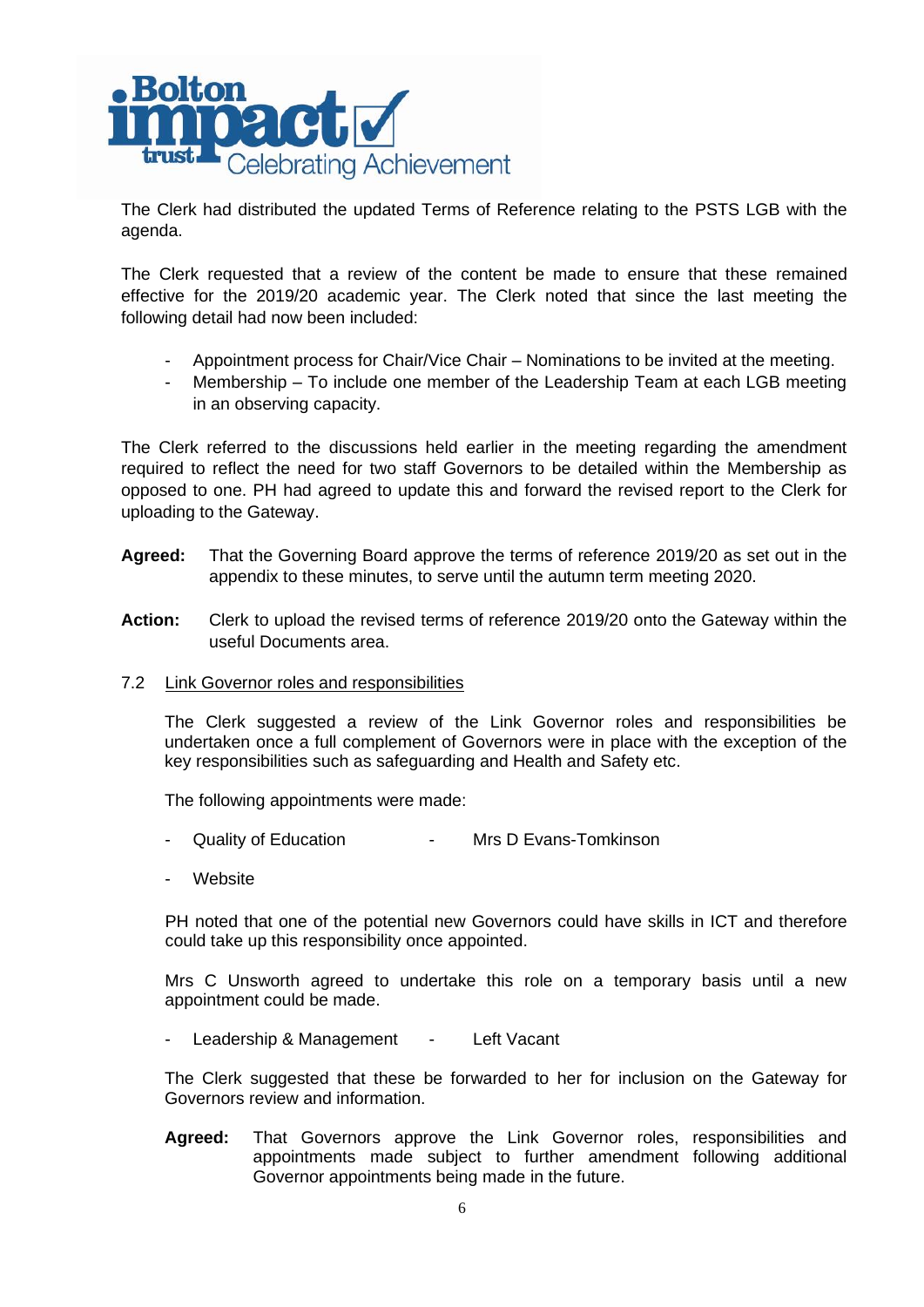The Clerk had distributed the updated Terms of Reference relating to the PSTS LGB with the agenda.

The Clerk requested that a review of the content be made to ensure that these remained effective for the 2019/20 academic year. The Clerk noted that since the last meeting the following detail had now been included:

- Appointment process for Chair/Vice Chair – Nominations to be invited at the meeting.
- Membership – To include one member of the Leadership Team at each LGB meeting in an observing capacity.

The Clerk referred to the discussions held earlier in the meeting regarding the amendment required to reflect the need for two staff Governors to be detailed within the Membership as opposed to one. PH had agreed to update this and forward the revised report to the Clerk for uploading to the Gateway.

**Agreed:** That the Governing Board approve the terms of reference 2019/20 as set out in the appendix to these minutes, to serve until the autumn term meeting 2020.

**Action:** Clerk to upload the revised terms of reference 2019/20 onto the Gateway within the useful Documents area.

7.2 Link Governor roles and responsibilities

The Clerk suggested a review of the Link Governor roles and responsibilities be undertaken once a full complement of Governors were in place with the exception of the key responsibilities such as safeguarding and Health and Safety etc.

The following appointments were made:

- Quality of Education - Mrs D Evans-Tomkinson

- Website

PH noted that one of the potential new Governors could have skills in ICT and therefore could take up this responsibility once appointed.

Mrs C Unsworth agreed to undertake this role on a temporary basis until a new appointment could be made.

- Leadership & Management - Left Vacant

The Clerk suggested that these be forwarded to her for inclusion on the Gateway for Governors review and information.

**Agreed:** That Governors approve the Link Governor roles, responsibilities and appointments made subject to further amendment following additional Governor appointments being made in the future.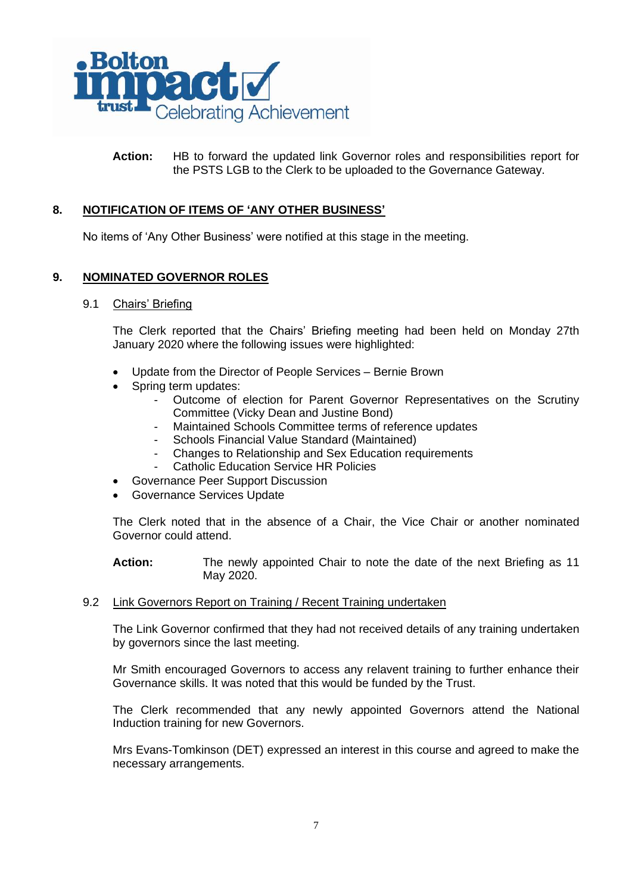**Action:** HB to forward the updated link Governor roles and responsibilities report for the PSTS LGB to the Clerk to be uploaded to the Governance Gateway.

## 8. NOTIFICATION OF ITEMS OF 'ANY OTHER BUSINESS'

No items of 'Any Other Business' were notified at this stage in the meeting.

## 9. NOMINATED GOVERNOR ROLES

### 9.1 Chairs' Briefing

The Clerk reported that the Chairs' Briefing meeting had been held on Monday 27th January 2020 where the following issues were highlighted:

- Update from the Director of People Services – Bernie Brown
- Spring term updates:
  - Outcome of election for Parent Governor Representatives on the Scrutiny Committee (Vicky Dean and Justine Bond)
  - Maintained Schools Committee terms of reference updates
  - Schools Financial Value Standard (Maintained)
  - Changes to Relationship and Sex Education requirements
  - Catholic Education Service HR Policies
- Governance Peer Support Discussion
- Governance Services Update

The Clerk noted that in the absence of a Chair, the Vice Chair or another nominated Governor could attend.

**Action:** The newly appointed Chair to note the date of the next Briefing as 11 May 2020.

### 9.2 Link Governors Report on Training / Recent Training undertaken

The Link Governor confirmed that they had not received details of any training undertaken by governors since the last meeting.

Mr Smith encouraged Governors to access any relavent training to further enhance their Governance skills. It was noted that this would be funded by the Trust.

The Clerk recommended that any newly appointed Governors attend the National Induction training for new Governors.

Mrs Evans-Tomkinson (DET) expressed an interest in this course and agreed to make the necessary arrangements.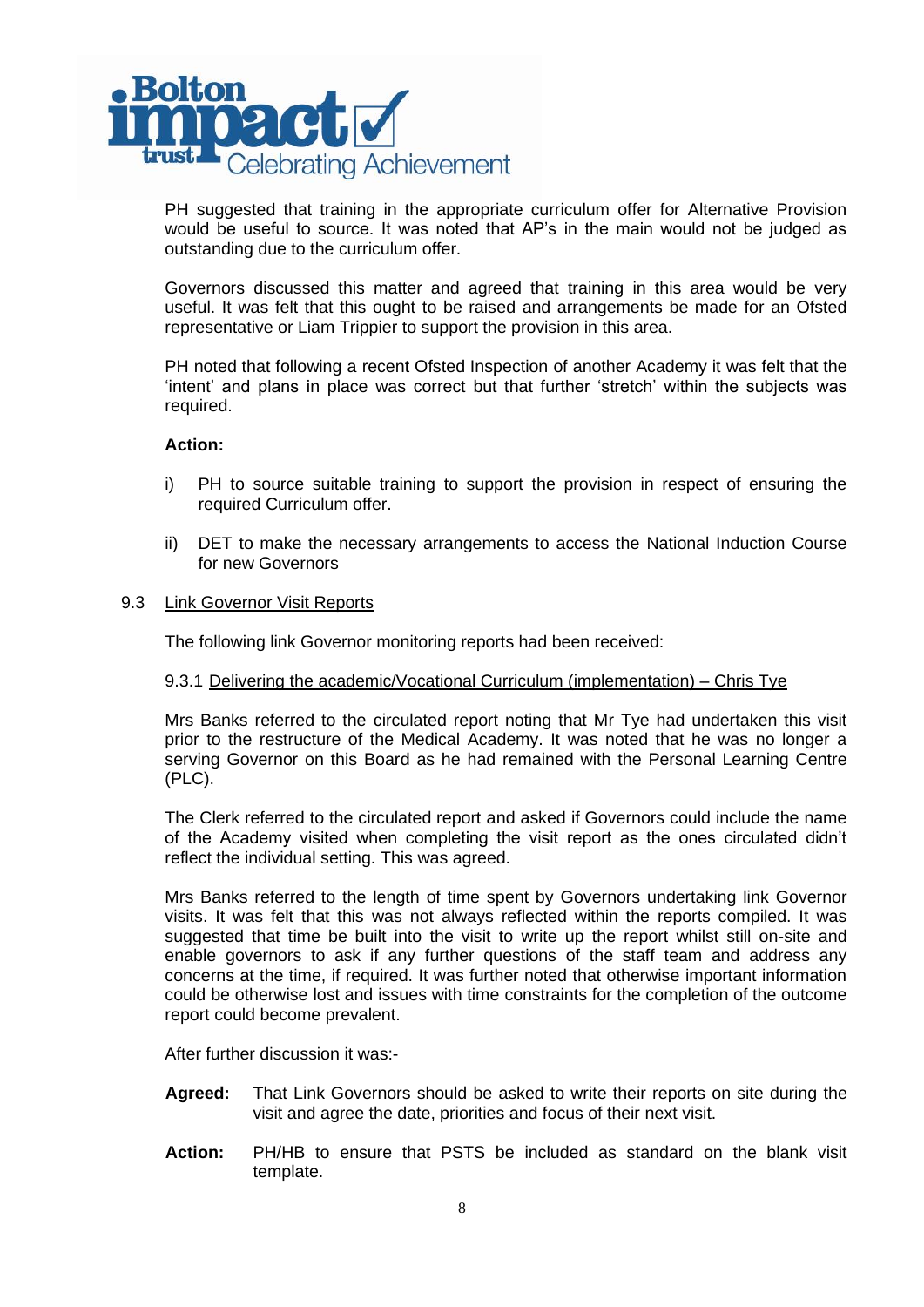PH suggested that training in the appropriate curriculum offer for Alternative Provision would be useful to source. It was noted that AP's in the main would not be judged as outstanding due to the curriculum offer.

Governors discussed this matter and agreed that training in this area would be very useful. It was felt that this ought to be raised and arrangements be made for an Ofsted representative or Liam Trippier to support the provision in this area.

PH noted that following a recent Ofsted Inspection of another Academy it was felt that the 'intent' and plans in place was correct but that further 'stretch' within the subjects was required.

**Action:**

i) PH to source suitable training to support the provision in respect of ensuring the required Curriculum offer.

ii) DET to make the necessary arrangements to access the National Induction Course for new Governors

9.3 Link Governor Visit Reports

The following link Governor monitoring reports had been received:

9.3.1 Delivering the academic/Vocational Curriculum (implementation) – Chris Tye

Mrs Banks referred to the circulated report noting that Mr Tye had undertaken this visit prior to the restructure of the Medical Academy. It was noted that he was no longer a serving Governor on this Board as he had remained with the Personal Learning Centre (PLC).

The Clerk referred to the circulated report and asked if Governors could include the name of the Academy visited when completing the visit report as the ones circulated didn't reflect the individual setting. This was agreed.

Mrs Banks referred to the length of time spent by Governors undertaking link Governor visits. It was felt that this was not always reflected within the reports compiled. It was suggested that time be built into the visit to write up the report whilst still on-site and enable governors to ask if any further questions of the staff team and address any concerns at the time, if required. It was further noted that otherwise important information could be otherwise lost and issues with time constraints for the completion of the outcome report could become prevalent.

After further discussion it was:-

**Agreed:** That Link Governors should be asked to write their reports on site during the visit and agree the date, priorities and focus of their next visit.

**Action:** PH/HB to ensure that PSTS be included as standard on the blank visit template.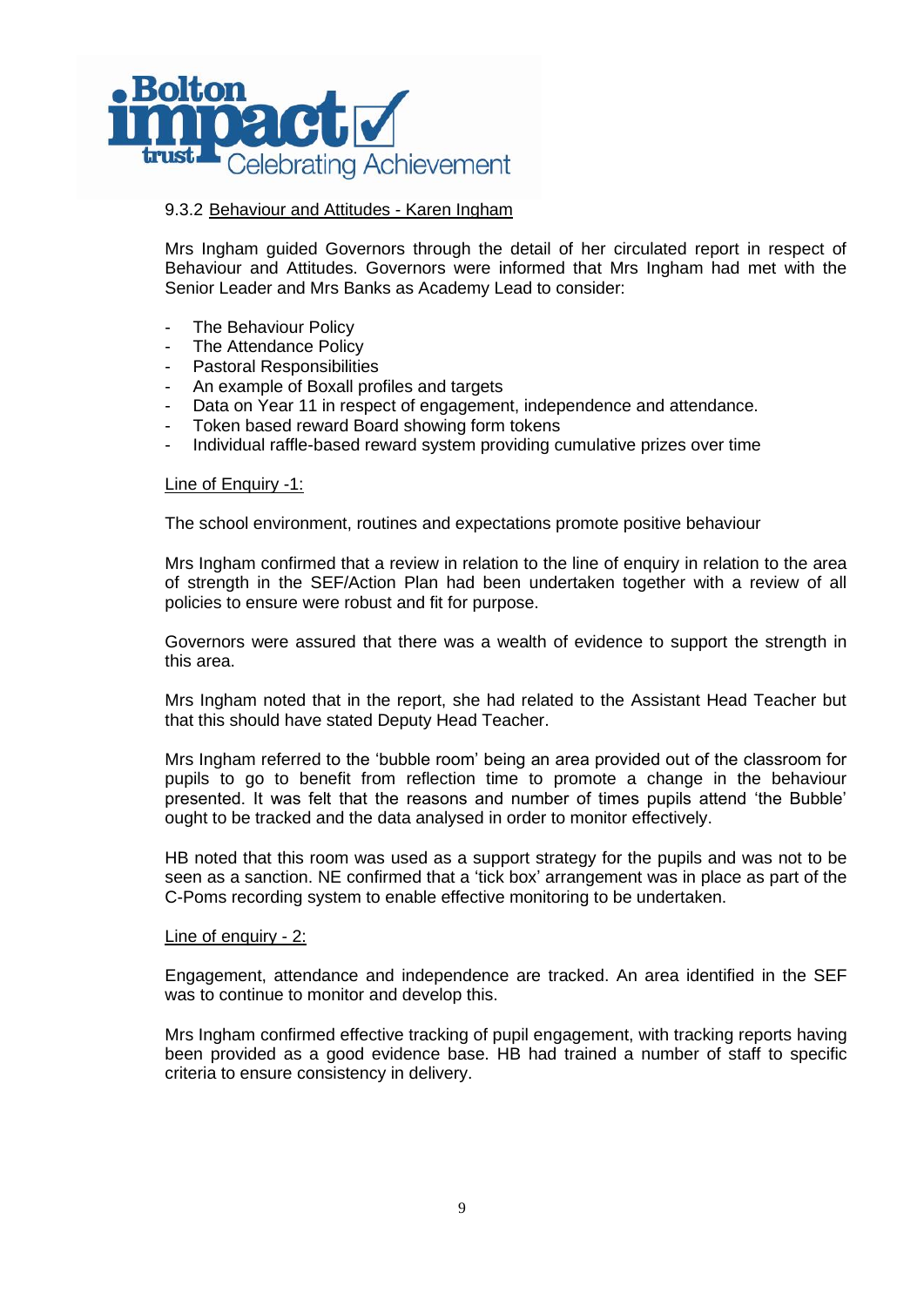9.3.2 Behaviour and Attitudes - Karen Ingham

Mrs Ingham guided Governors through the detail of her circulated report in respect of Behaviour and Attitudes. Governors were informed that Mrs Ingham had met with the Senior Leader and Mrs Banks as Academy Lead to consider:

- The Behaviour Policy
- The Attendance Policy
- Pastoral Responsibilities
- An example of Boxall profiles and targets
- Data on Year 11 in respect of engagement, independence and attendance.
- Token based reward Board showing form tokens
- Individual raffle-based reward system providing cumulative prizes over time

Line of Enquiry -1:

The school environment, routines and expectations promote positive behaviour

Mrs Ingham confirmed that a review in relation to the line of enquiry in relation to the area of strength in the SEF/Action Plan had been undertaken together with a review of all policies to ensure were robust and fit for purpose.

Governors were assured that there was a wealth of evidence to support the strength in this area.

Mrs Ingham noted that in the report, she had related to the Assistant Head Teacher but that this should have stated Deputy Head Teacher.

Mrs Ingham referred to the 'bubble room' being an area provided out of the classroom for pupils to go to benefit from reflection time to promote a change in the behaviour presented. It was felt that the reasons and number of times pupils attend 'the Bubble' ought to be tracked and the data analysed in order to monitor effectively.

HB noted that this room was used as a support strategy for the pupils and was not to be seen as a sanction. NE confirmed that a 'tick box' arrangement was in place as part of the C-Poms recording system to enable effective monitoring to be undertaken.

Line of enquiry - 2:

Engagement, attendance and independence are tracked. An area identified in the SEF was to continue to monitor and develop this.

Mrs Ingham confirmed effective tracking of pupil engagement, with tracking reports having been provided as a good evidence base. HB had trained a number of staff to specific criteria to ensure consistency in delivery.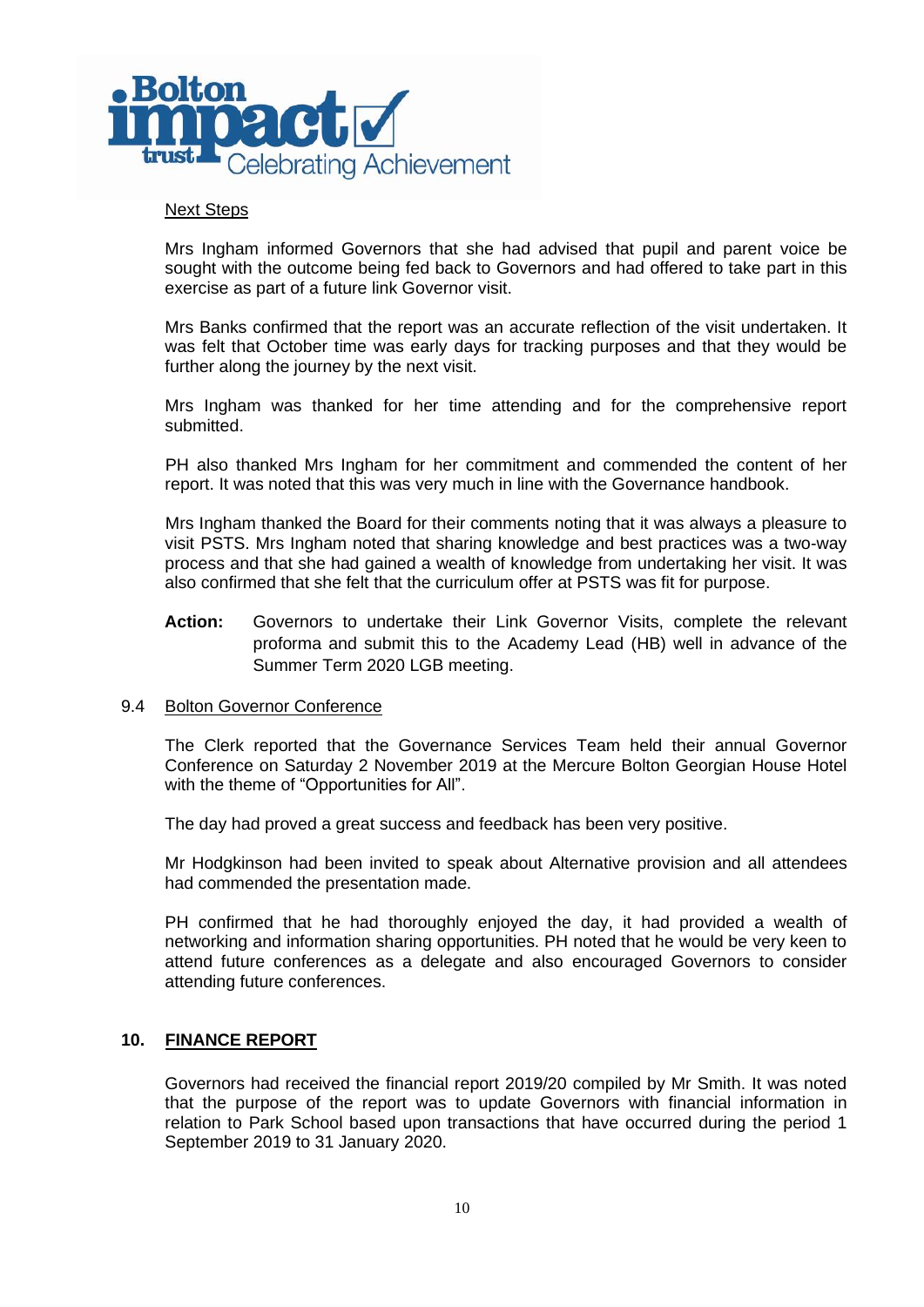Next Steps

Mrs Ingham informed Governors that she had advised that pupil and parent voice be sought with the outcome being fed back to Governors and had offered to take part in this exercise as part of a future link Governor visit.

Mrs Banks confirmed that the report was an accurate reflection of the visit undertaken. It was felt that October time was early days for tracking purposes and that they would be further along the journey by the next visit.

Mrs Ingham was thanked for her time attending and for the comprehensive report submitted.

PH also thanked Mrs Ingham for her commitment and commended the content of her report. It was noted that this was very much in line with the Governance handbook.

Mrs Ingham thanked the Board for their comments noting that it was always a pleasure to visit PSTS. Mrs Ingham noted that sharing knowledge and best practices was a two-way process and that she had gained a wealth of knowledge from undertaking her visit. It was also confirmed that she felt that the curriculum offer at PSTS was fit for purpose.

**Action:** Governors to undertake their Link Governor Visits, complete the relevant proforma and submit this to the Academy Lead (HB) well in advance of the Summer Term 2020 LGB meeting.

9.4 Bolton Governor Conference

The Clerk reported that the Governance Services Team held their annual Governor Conference on Saturday 2 November 2019 at the Mercure Bolton Georgian House Hotel with the theme of "Opportunities for All".

The day had proved a great success and feedback has been very positive.

Mr Hodgkinson had been invited to speak about Alternative provision and all attendees had commended the presentation made.

PH confirmed that he had thoroughly enjoyed the day, it had provided a wealth of networking and information sharing opportunities. PH noted that he would be very keen to attend future conferences as a delegate and also encouraged Governors to consider attending future conferences.

## 10. FINANCE REPORT

Governors had received the financial report 2019/20 compiled by Mr Smith. It was noted that the purpose of the report was to update Governors with financial information in relation to Park School based upon transactions that have occurred during the period 1 September 2019 to 31 January 2020.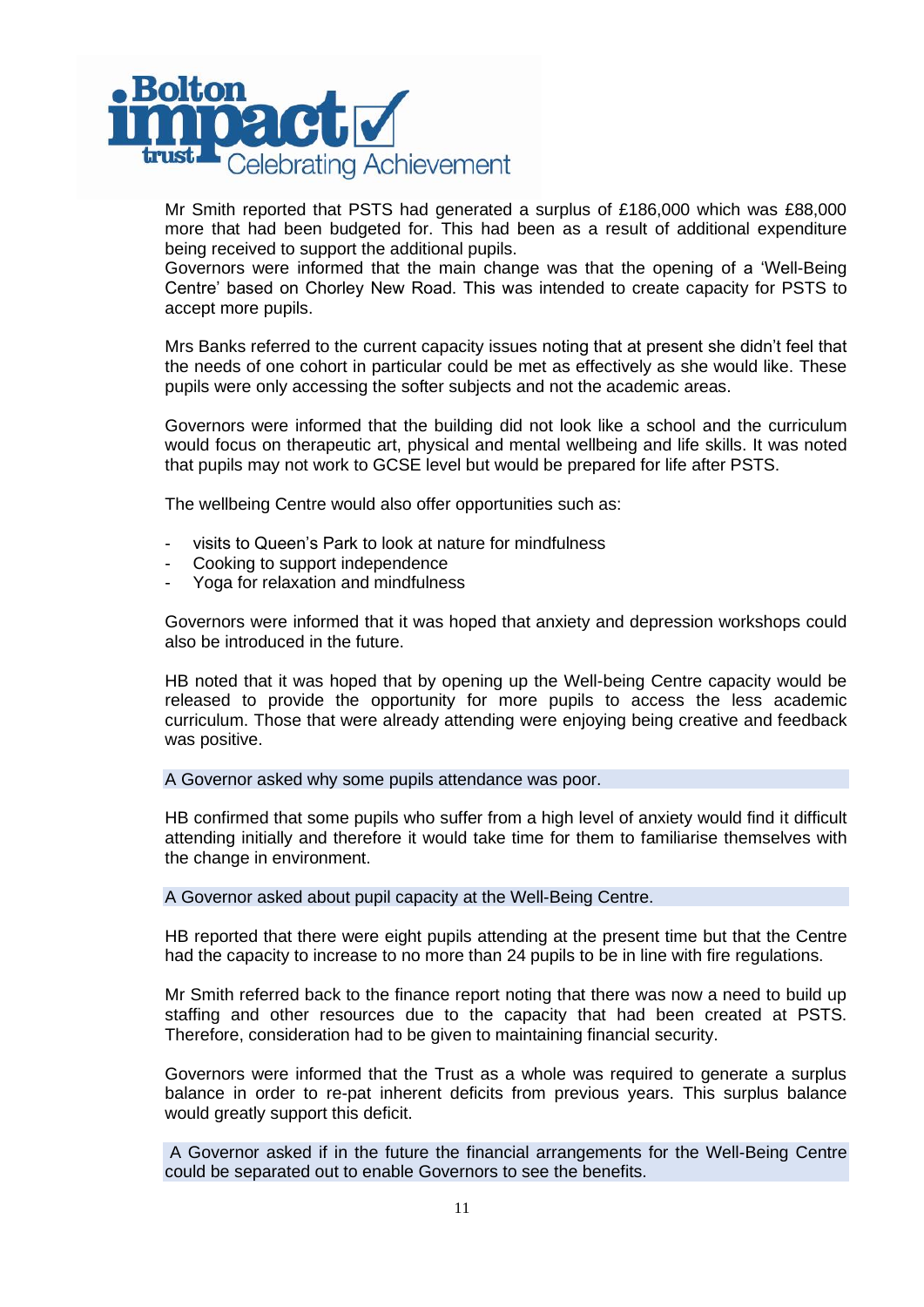Mr Smith reported that PSTS had generated a surplus of £186,000 which was £88,000 more that had been budgeted for. This had been as a result of additional expenditure being received to support the additional pupils.
Governors were informed that the main change was that the opening of a 'Well-Being Centre' based on Chorley New Road. This was intended to create capacity for PSTS to accept more pupils.

Mrs Banks referred to the current capacity issues noting that at present she didn't feel that the needs of one cohort in particular could be met as effectively as she would like. These pupils were only accessing the softer subjects and not the academic areas.

Governors were informed that the building did not look like a school and the curriculum would focus on therapeutic art, physical and mental wellbeing and life skills. It was noted that pupils may not work to GCSE level but would be prepared for life after PSTS.

The wellbeing Centre would also offer opportunities such as:

- visits to Queen's Park to look at nature for mindfulness
- Cooking to support independence
- Yoga for relaxation and mindfulness

Governors were informed that it was hoped that anxiety and depression workshops could also be introduced in the future.

HB noted that it was hoped that by opening up the Well-being Centre capacity would be released to provide the opportunity for more pupils to access the less academic curriculum. Those that were already attending were enjoying being creative and feedback was positive.

A Governor asked why some pupils attendance was poor.

HB confirmed that some pupils who suffer from a high level of anxiety would find it difficult attending initially and therefore it would take time for them to familiarise themselves with the change in environment.

A Governor asked about pupil capacity at the Well-Being Centre.

HB reported that there were eight pupils attending at the present time but that the Centre had the capacity to increase to no more than 24 pupils to be in line with fire regulations.

Mr Smith referred back to the finance report noting that there was now a need to build up staffing and other resources due to the capacity that had been created at PSTS. Therefore, consideration had to be given to maintaining financial security.

Governors were informed that the Trust as a whole was required to generate a surplus balance in order to re-pat inherent deficits from previous years. This surplus balance would greatly support this deficit.

A Governor asked if in the future the financial arrangements for the Well-Being Centre could be separated out to enable Governors to see the benefits.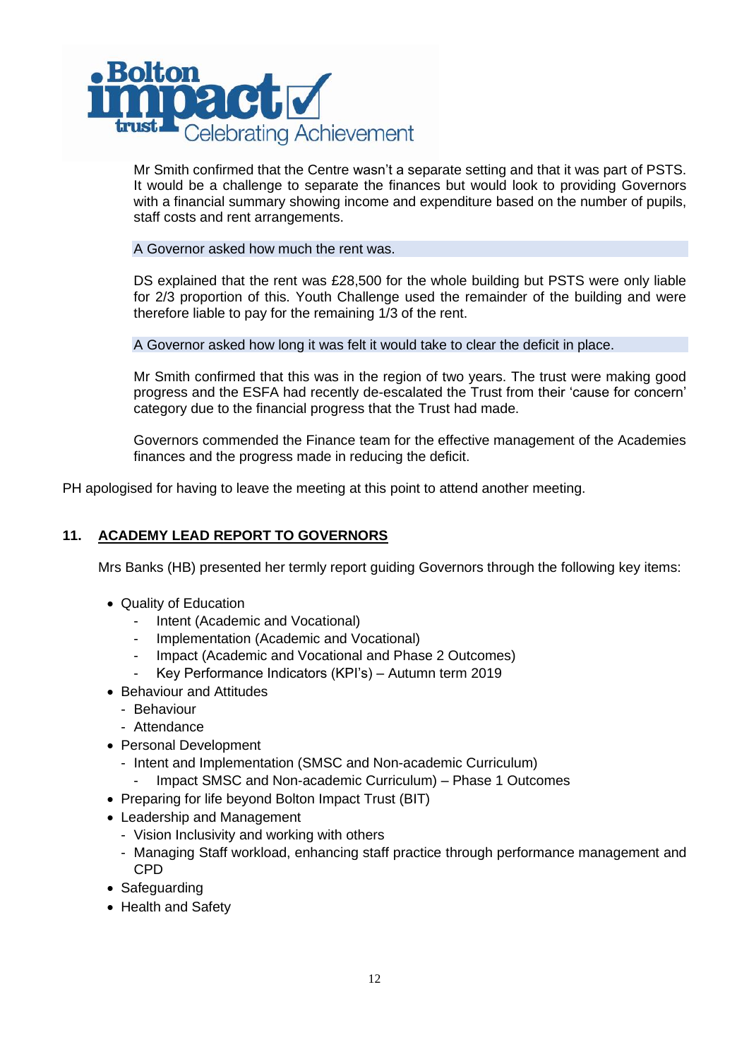Mr Smith confirmed that the Centre wasn't a separate setting and that it was part of PSTS. It would be a challenge to separate the finances but would look to providing Governors with a financial summary showing income and expenditure based on the number of pupils, staff costs and rent arrangements.

A Governor asked how much the rent was.

DS explained that the rent was £28,500 for the whole building but PSTS were only liable for 2/3 proportion of this. Youth Challenge used the remainder of the building and were therefore liable to pay for the remaining 1/3 of the rent.

A Governor asked how long it was felt it would take to clear the deficit in place.

Mr Smith confirmed that this was in the region of two years. The trust were making good progress and the ESFA had recently de-escalated the Trust from their 'cause for concern' category due to the financial progress that the Trust had made.

Governors commended the Finance team for the effective management of the Academies finances and the progress made in reducing the deficit.

PH apologised for having to leave the meeting at this point to attend another meeting.

## 11. ACADEMY LEAD REPORT TO GOVERNORS

Mrs Banks (HB) presented her termly report guiding Governors through the following key items:

- Quality of Education
  - Intent (Academic and Vocational)
  - Implementation (Academic and Vocational)
  - Impact (Academic and Vocational and Phase 2 Outcomes)
  - Key Performance Indicators (KPI's) – Autumn term 2019
- Behaviour and Attitudes
  - Behaviour
  - Attendance
- Personal Development
  - Intent and Implementation (SMSC and Non-academic Curriculum)
  - Impact SMSC and Non-academic Curriculum) – Phase 1 Outcomes
- Preparing for life beyond Bolton Impact Trust (BIT)
- Leadership and Management
  - Vision Inclusivity and working with others
  - Managing Staff workload, enhancing staff practice through performance management and CPD
- Safeguarding
- Health and Safety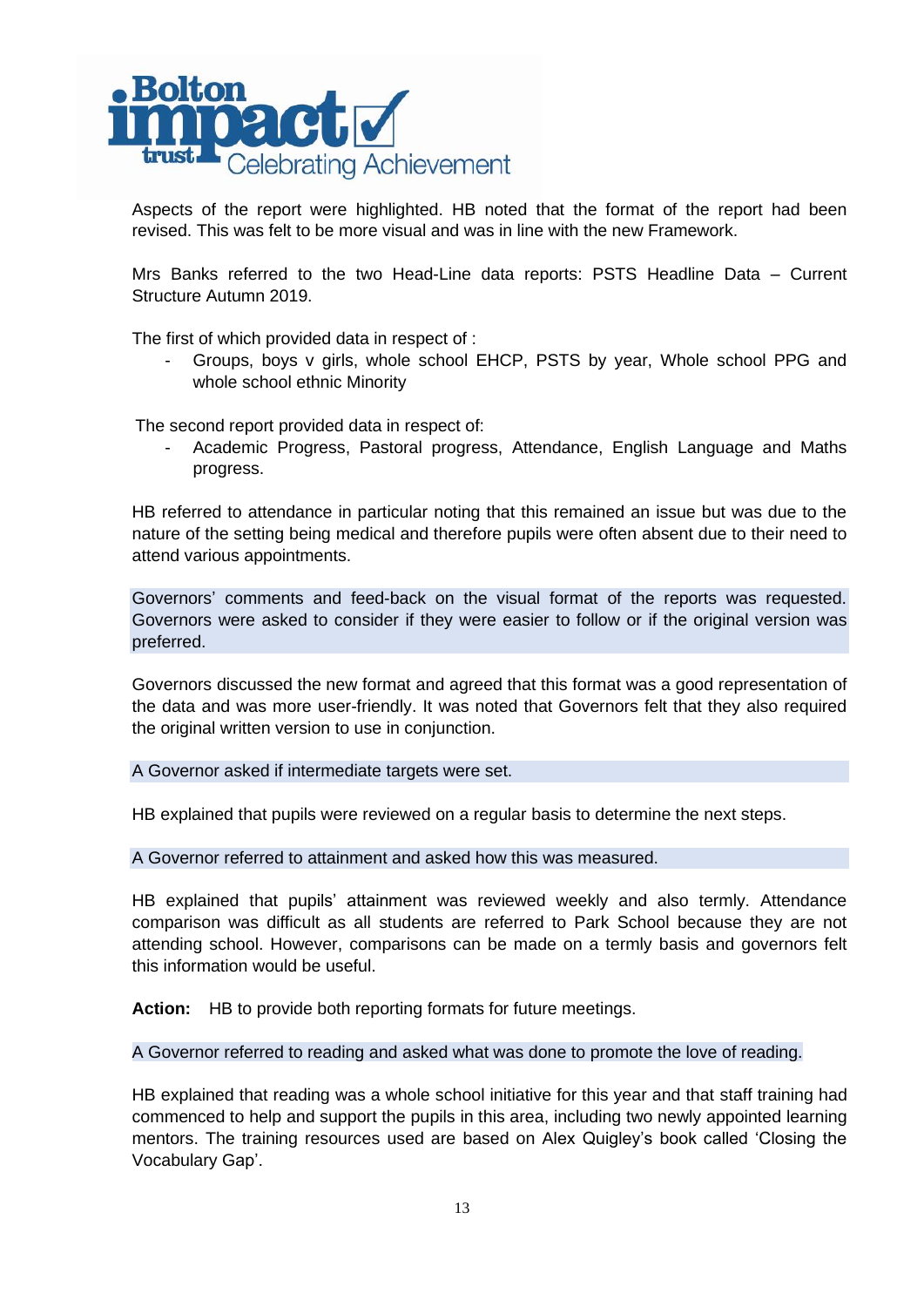Aspects of the report were highlighted. HB noted that the format of the report had been revised. This was felt to be more visual and was in line with the new Framework.

Mrs Banks referred to the two Head-Line data reports: PSTS Headline Data – Current Structure Autumn 2019.

The first of which provided data in respect of :

- Groups, boys v girls, whole school EHCP, PSTS by year, Whole school PPG and whole school ethnic Minority

The second report provided data in respect of:

- Academic Progress, Pastoral progress, Attendance, English Language and Maths progress.

HB referred to attendance in particular noting that this remained an issue but was due to the nature of the setting being medical and therefore pupils were often absent due to their need to attend various appointments.

Governors' comments and feed-back on the visual format of the reports was requested. Governors were asked to consider if they were easier to follow or if the original version was preferred.

Governors discussed the new format and agreed that this format was a good representation of the data and was more user-friendly. It was noted that Governors felt that they also required the original written version to use in conjunction.

A Governor asked if intermediate targets were set.

HB explained that pupils were reviewed on a regular basis to determine the next steps.

A Governor referred to attainment and asked how this was measured.

HB explained that pupils' attainment was reviewed weekly and also termly. Attendance comparison was difficult as all students are referred to Park School because they are not attending school. However, comparisons can be made on a termly basis and governors felt this information would be useful.

**Action:** HB to provide both reporting formats for future meetings.

A Governor referred to reading and asked what was done to promote the love of reading.

HB explained that reading was a whole school initiative for this year and that staff training had commenced to help and support the pupils in this area, including two newly appointed learning mentors. The training resources used are based on Alex Quigley's book called 'Closing the Vocabulary Gap'.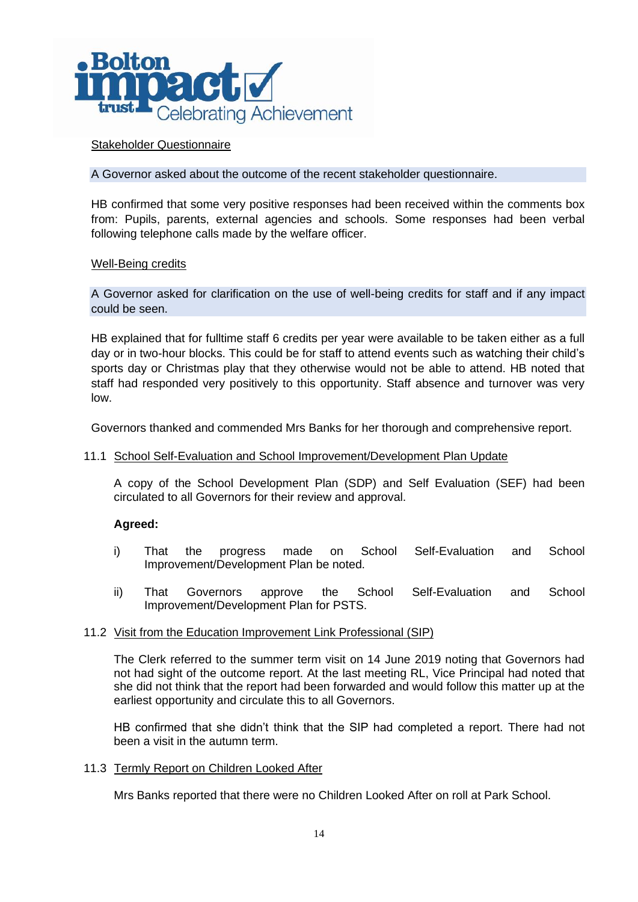Stakeholder Questionnaire

A Governor asked about the outcome of the recent stakeholder questionnaire.

HB confirmed that some very positive responses had been received within the comments box from: Pupils, parents, external agencies and schools. Some responses had been verbal following telephone calls made by the welfare officer.

Well-Being credits

A Governor asked for clarification on the use of well-being credits for staff and if any impact could be seen.

HB explained that for fulltime staff 6 credits per year were available to be taken either as a full day or in two-hour blocks. This could be for staff to attend events such as watching their child's sports day or Christmas play that they otherwise would not be able to attend. HB noted that staff had responded very positively to this opportunity. Staff absence and turnover was very low.

Governors thanked and commended Mrs Banks for her thorough and comprehensive report.

11.1 School Self-Evaluation and School Improvement/Development Plan Update

A copy of the School Development Plan (SDP) and Self Evaluation (SEF) had been circulated to all Governors for their review and approval.

**Agreed:**

i) That the progress made on School Self-Evaluation and School Improvement/Development Plan be noted.

ii) That Governors approve the School Self-Evaluation and School Improvement/Development Plan for PSTS.

11.2 Visit from the Education Improvement Link Professional (SIP)

The Clerk referred to the summer term visit on 14 June 2019 noting that Governors had not had sight of the outcome report. At the last meeting RL, Vice Principal had noted that she did not think that the report had been forwarded and would follow this matter up at the earliest opportunity and circulate this to all Governors.

HB confirmed that she didn't think that the SIP had completed a report. There had not been a visit in the autumn term.

11.3 Termly Report on Children Looked After

Mrs Banks reported that there were no Children Looked After on roll at Park School.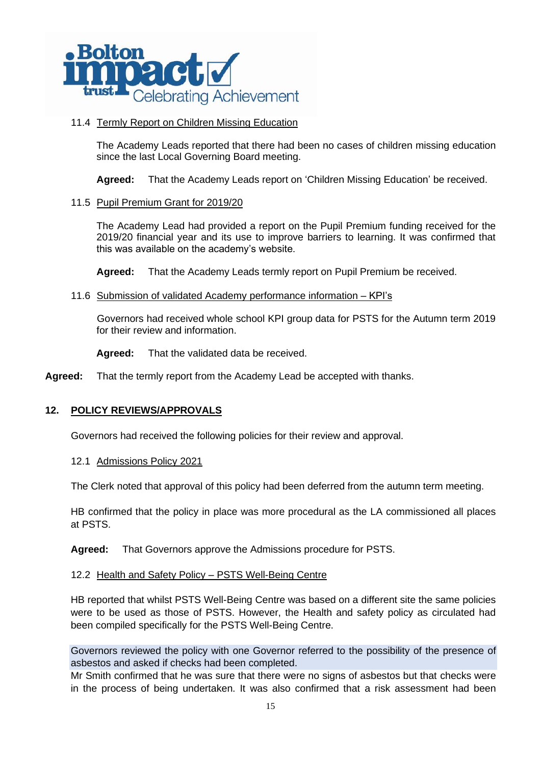11.4 Termly Report on Children Missing Education

The Academy Leads reported that there had been no cases of children missing education since the last Local Governing Board meeting.

**Agreed:** That the Academy Leads report on 'Children Missing Education' be received.

11.5 Pupil Premium Grant for 2019/20

The Academy Lead had provided a report on the Pupil Premium funding received for the 2019/20 financial year and its use to improve barriers to learning. It was confirmed that this was available on the academy's website.

**Agreed:** That the Academy Leads termly report on Pupil Premium be received.

11.6 Submission of validated Academy performance information – KPI's

Governors had received whole school KPI group data for PSTS for the Autumn term 2019 for their review and information.

**Agreed:** That the validated data be received.

**Agreed:** That the termly report from the Academy Lead be accepted with thanks.

## 12. POLICY REVIEWS/APPROVALS

Governors had received the following policies for their review and approval.

12.1 Admissions Policy 2021

The Clerk noted that approval of this policy had been deferred from the autumn term meeting.

HB confirmed that the policy in place was more procedural as the LA commissioned all places at PSTS.

**Agreed:** That Governors approve the Admissions procedure for PSTS.

12.2 Health and Safety Policy – PSTS Well-Being Centre

HB reported that whilst PSTS Well-Being Centre was based on a different site the same policies were to be used as those of PSTS. However, the Health and safety policy as circulated had been compiled specifically for the PSTS Well-Being Centre.

Governors reviewed the policy with one Governor referred to the possibility of the presence of asbestos and asked if checks had been completed.

Mr Smith confirmed that he was sure that there were no signs of asbestos but that checks were in the process of being undertaken. It was also confirmed that a risk assessment had been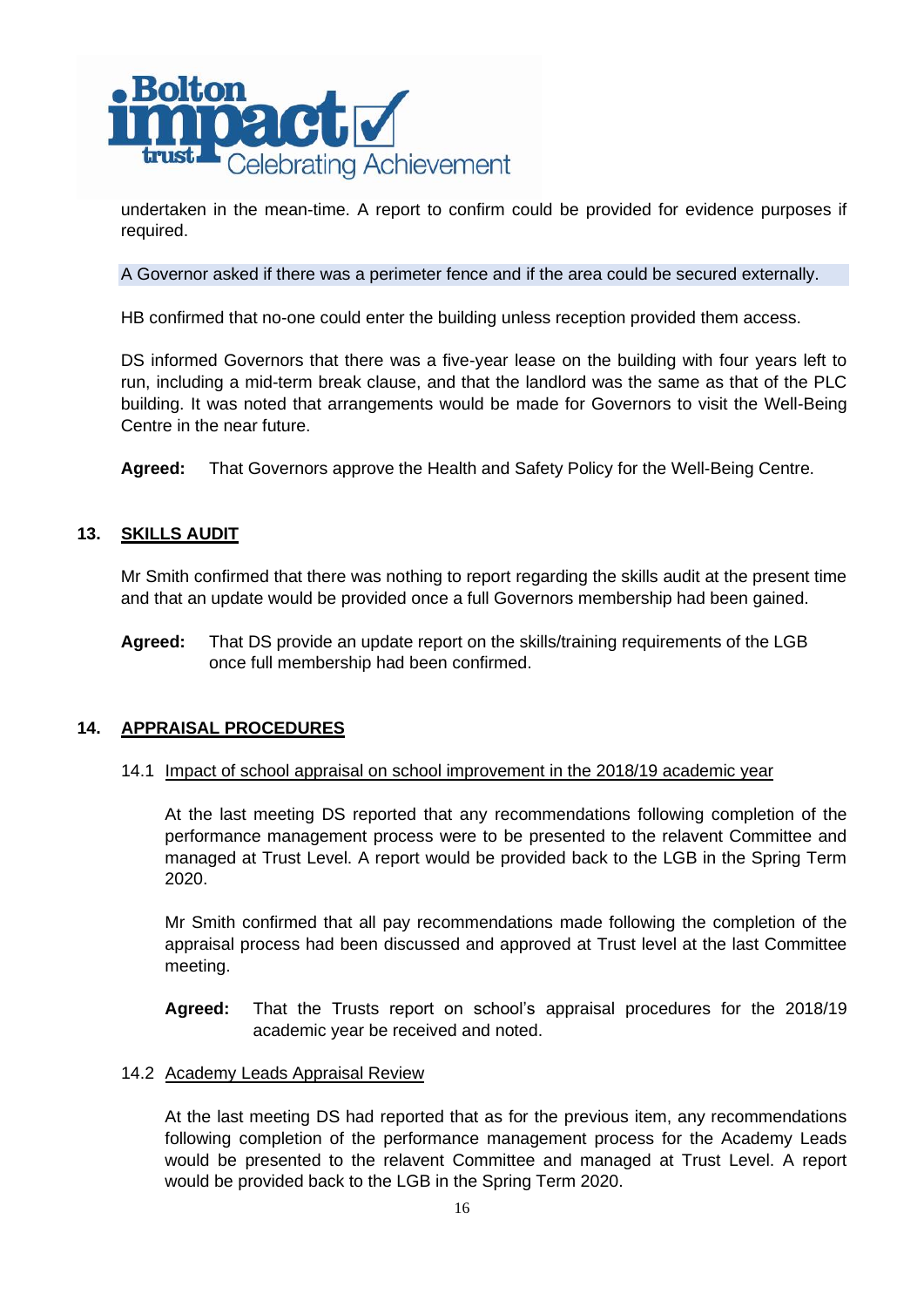undertaken in the mean-time. A report to confirm could be provided for evidence purposes if required.

A Governor asked if there was a perimeter fence and if the area could be secured externally.

HB confirmed that no-one could enter the building unless reception provided them access.

DS informed Governors that there was a five-year lease on the building with four years left to run, including a mid-term break clause, and that the landlord was the same as that of the PLC building. It was noted that arrangements would be made for Governors to visit the Well-Being Centre in the near future.

**Agreed:** That Governors approve the Health and Safety Policy for the Well-Being Centre.

## 13. SKILLS AUDIT

Mr Smith confirmed that there was nothing to report regarding the skills audit at the present time and that an update would be provided once a full Governors membership had been gained.

**Agreed:** That DS provide an update report on the skills/training requirements of the LGB once full membership had been confirmed.

## 14. APPRAISAL PROCEDURES

### 14.1 Impact of school appraisal on school improvement in the 2018/19 academic year

At the last meeting DS reported that any recommendations following completion of the performance management process were to be presented to the relavent Committee and managed at Trust Level. A report would be provided back to the LGB in the Spring Term 2020.

Mr Smith confirmed that all pay recommendations made following the completion of the appraisal process had been discussed and approved at Trust level at the last Committee meeting.

**Agreed:** That the Trusts report on school's appraisal procedures for the 2018/19 academic year be received and noted.

### 14.2 Academy Leads Appraisal Review

At the last meeting DS had reported that as for the previous item, any recommendations following completion of the performance management process for the Academy Leads would be presented to the relavent Committee and managed at Trust Level. A report would be provided back to the LGB in the Spring Term 2020.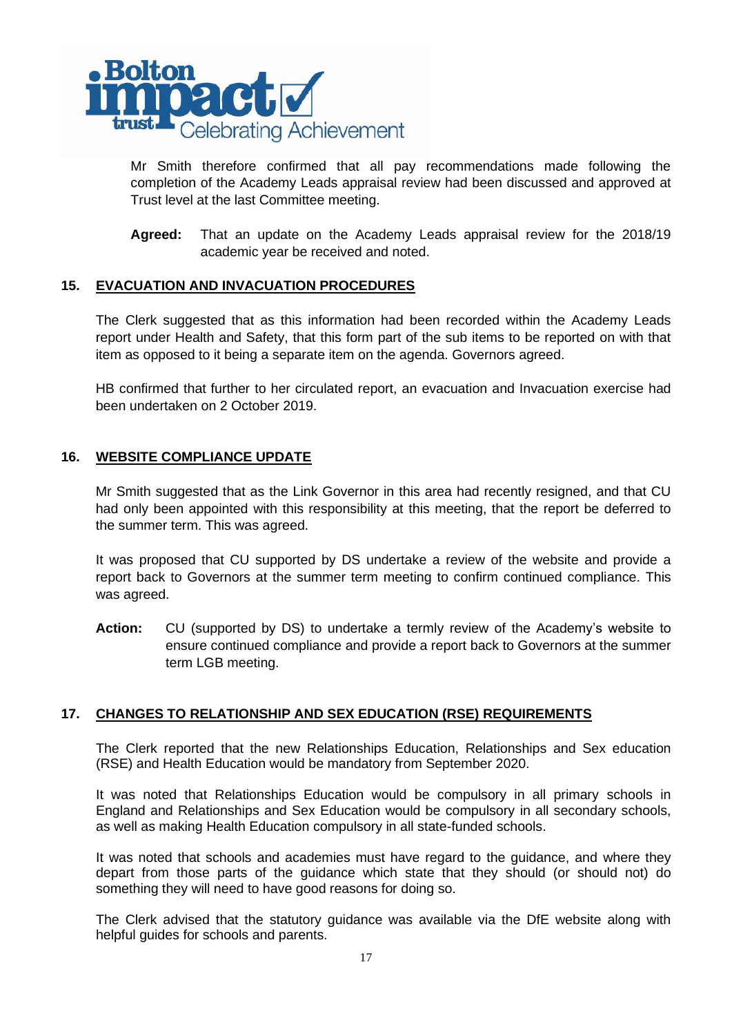Mr Smith therefore confirmed that all pay recommendations made following the completion of the Academy Leads appraisal review had been discussed and approved at Trust level at the last Committee meeting.

**Agreed:** That an update on the Academy Leads appraisal review for the 2018/19 academic year be received and noted.

## 15. EVACUATION AND INVACUATION PROCEDURES

The Clerk suggested that as this information had been recorded within the Academy Leads report under Health and Safety, that this form part of the sub items to be reported on with that item as opposed to it being a separate item on the agenda. Governors agreed.

HB confirmed that further to her circulated report, an evacuation and Invacuation exercise had been undertaken on 2 October 2019.

## 16. WEBSITE COMPLIANCE UPDATE

Mr Smith suggested that as the Link Governor in this area had recently resigned, and that CU had only been appointed with this responsibility at this meeting, that the report be deferred to the summer term. This was agreed.

It was proposed that CU supported by DS undertake a review of the website and provide a report back to Governors at the summer term meeting to confirm continued compliance. This was agreed.

**Action:** CU (supported by DS) to undertake a termly review of the Academy's website to ensure continued compliance and provide a report back to Governors at the summer term LGB meeting.

## 17. CHANGES TO RELATIONSHIP AND SEX EDUCATION (RSE) REQUIREMENTS

The Clerk reported that the new Relationships Education, Relationships and Sex education (RSE) and Health Education would be mandatory from September 2020.

It was noted that Relationships Education would be compulsory in all primary schools in England and Relationships and Sex Education would be compulsory in all secondary schools, as well as making Health Education compulsory in all state-funded schools.

It was noted that schools and academies must have regard to the guidance, and where they depart from those parts of the guidance which state that they should (or should not) do something they will need to have good reasons for doing so.

The Clerk advised that the statutory guidance was available via the DfE website along with helpful guides for schools and parents.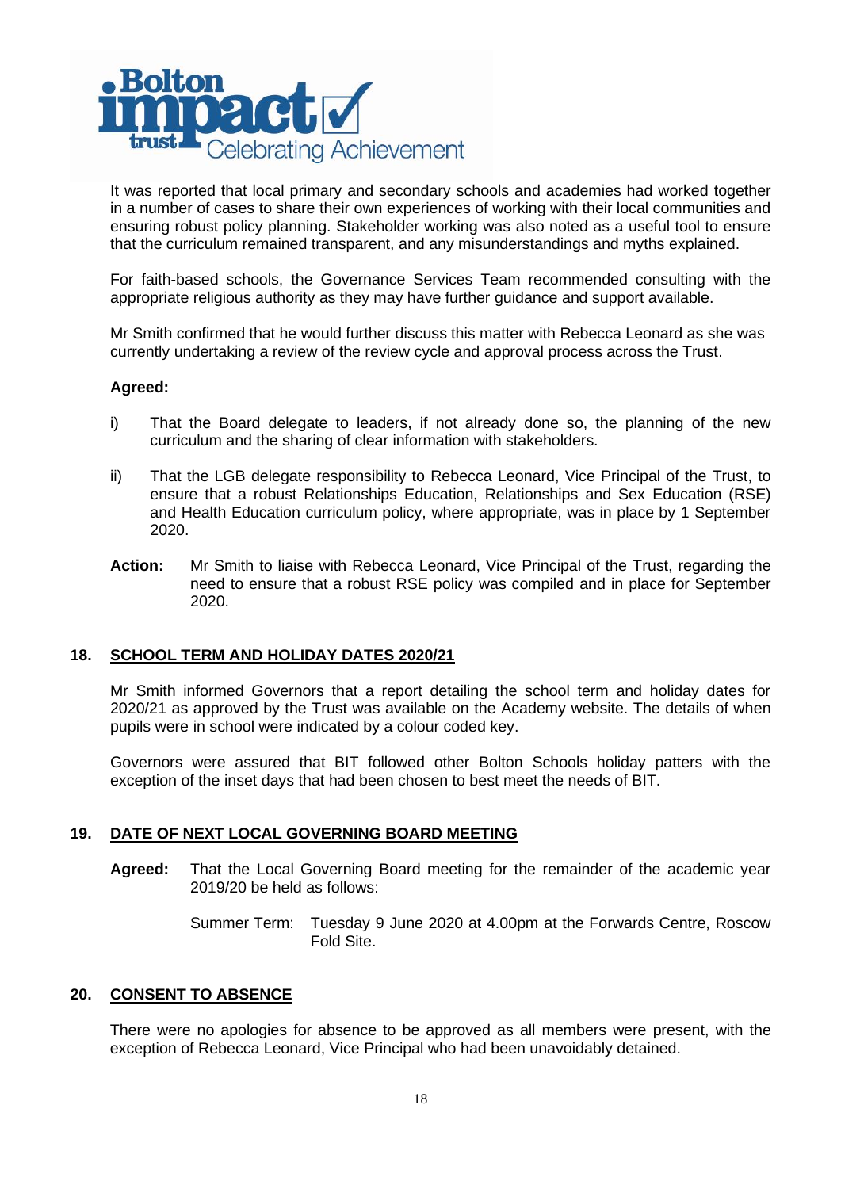It was reported that local primary and secondary schools and academies had worked together in a number of cases to share their own experiences of working with their local communities and ensuring robust policy planning. Stakeholder working was also noted as a useful tool to ensure that the curriculum remained transparent, and any misunderstandings and myths explained.

For faith-based schools, the Governance Services Team recommended consulting with the appropriate religious authority as they may have further guidance and support available.

Mr Smith confirmed that he would further discuss this matter with Rebecca Leonard as she was currently undertaking a review of the review cycle and approval process across the Trust.

**Agreed:**

i) That the Board delegate to leaders, if not already done so, the planning of the new curriculum and the sharing of clear information with stakeholders.

ii) That the LGB delegate responsibility to Rebecca Leonard, Vice Principal of the Trust, to ensure that a robust Relationships Education, Relationships and Sex Education (RSE) and Health Education curriculum policy, where appropriate, was in place by 1 September 2020.

**Action:** Mr Smith to liaise with Rebecca Leonard, Vice Principal of the Trust, regarding the need to ensure that a robust RSE policy was compiled and in place for September 2020.

## 18. SCHOOL TERM AND HOLIDAY DATES 2020/21

Mr Smith informed Governors that a report detailing the school term and holiday dates for 2020/21 as approved by the Trust was available on the Academy website. The details of when pupils were in school were indicated by a colour coded key.

Governors were assured that BIT followed other Bolton Schools holiday patters with the exception of the inset days that had been chosen to best meet the needs of BIT.

## 19. DATE OF NEXT LOCAL GOVERNING BOARD MEETING

**Agreed:** That the Local Governing Board meeting for the remainder of the academic year 2019/20 be held as follows:

Summer Term: Tuesday 9 June 2020 at 4.00pm at the Forwards Centre, Roscow Fold Site.

## 20. CONSENT TO ABSENCE

There were no apologies for absence to be approved as all members were present, with the exception of Rebecca Leonard, Vice Principal who had been unavoidably detained.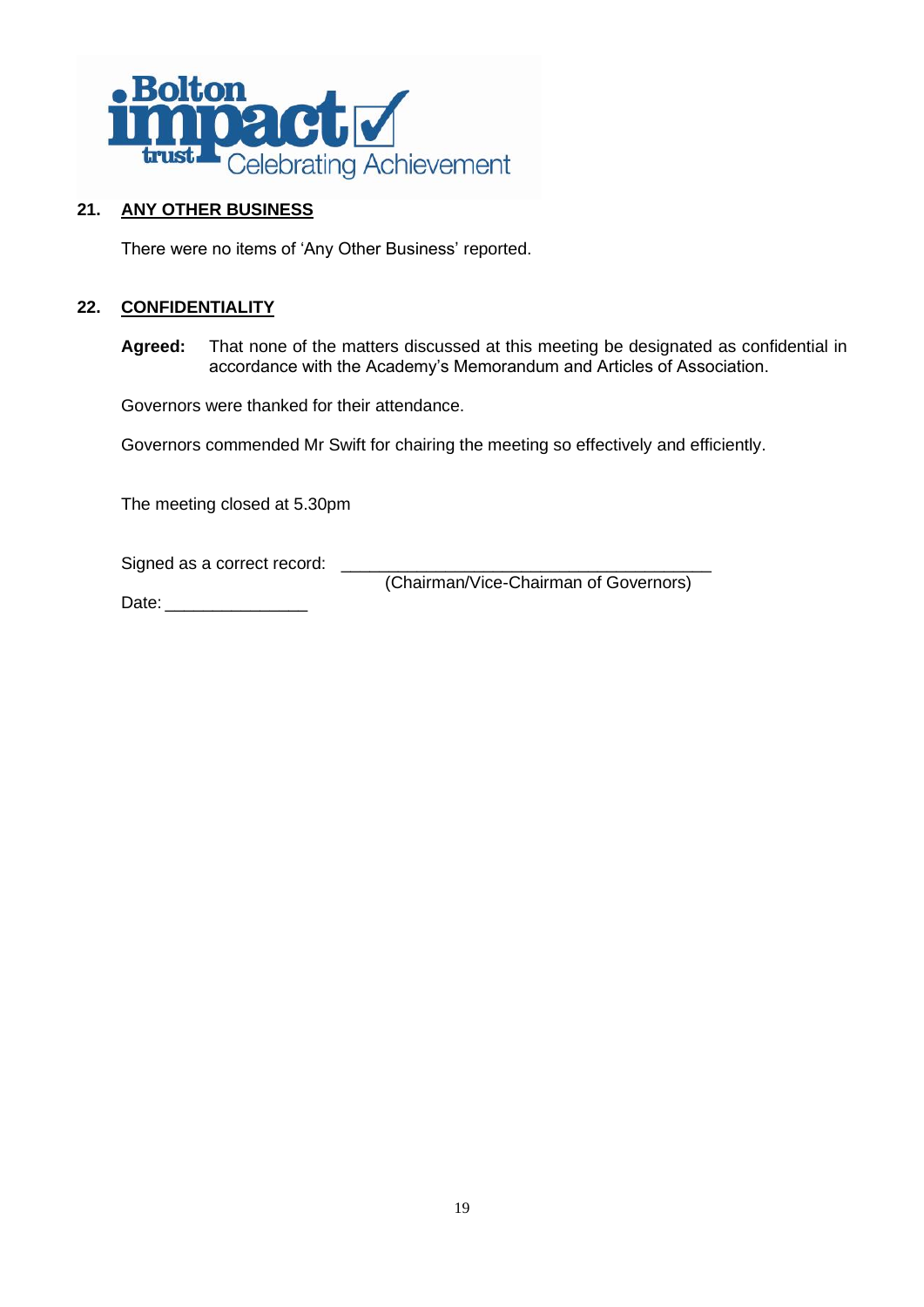**Bolton impact trust** Celebrating Achievement

## 21. ANY OTHER BUSINESS

There were no items of 'Any Other Business' reported.

## 22. CONFIDENTIALITY

**Agreed:** That none of the matters discussed at this meeting be designated as confidential in accordance with the Academy's Memorandum and Articles of Association.

Governors were thanked for their attendance.

Governors commended Mr Swift for chairing the meeting so effectively and efficiently.

The meeting closed at 5.30pm

Signed as a correct record: ________________________________________
(Chairman/Vice-Chairman of Governors)

Date: _______________